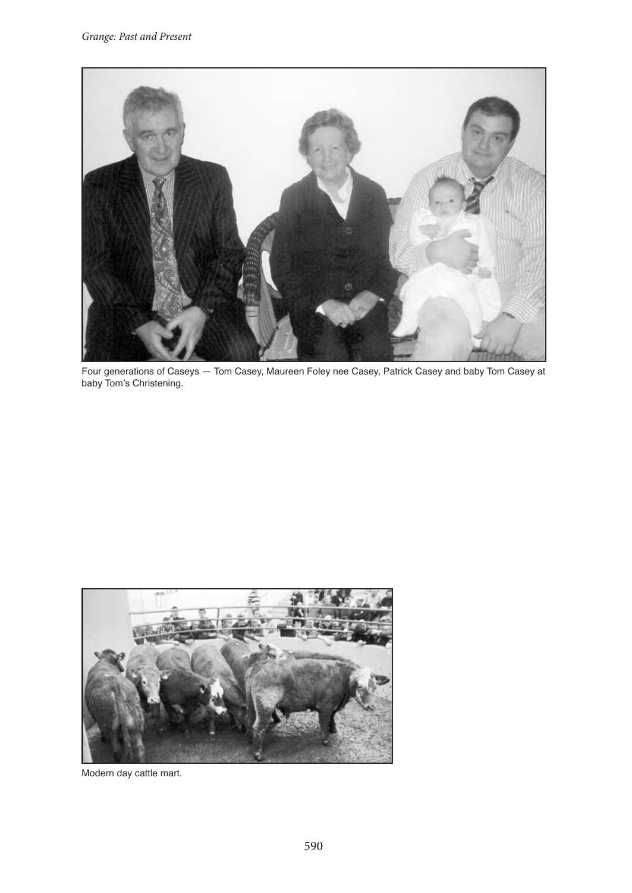Four generations of Caseys — Tom Casey, Maureen Foley nee Casey, Patrick Casey and baby Tom Casey at baby Tom's Christening.

Modern day cattle mart.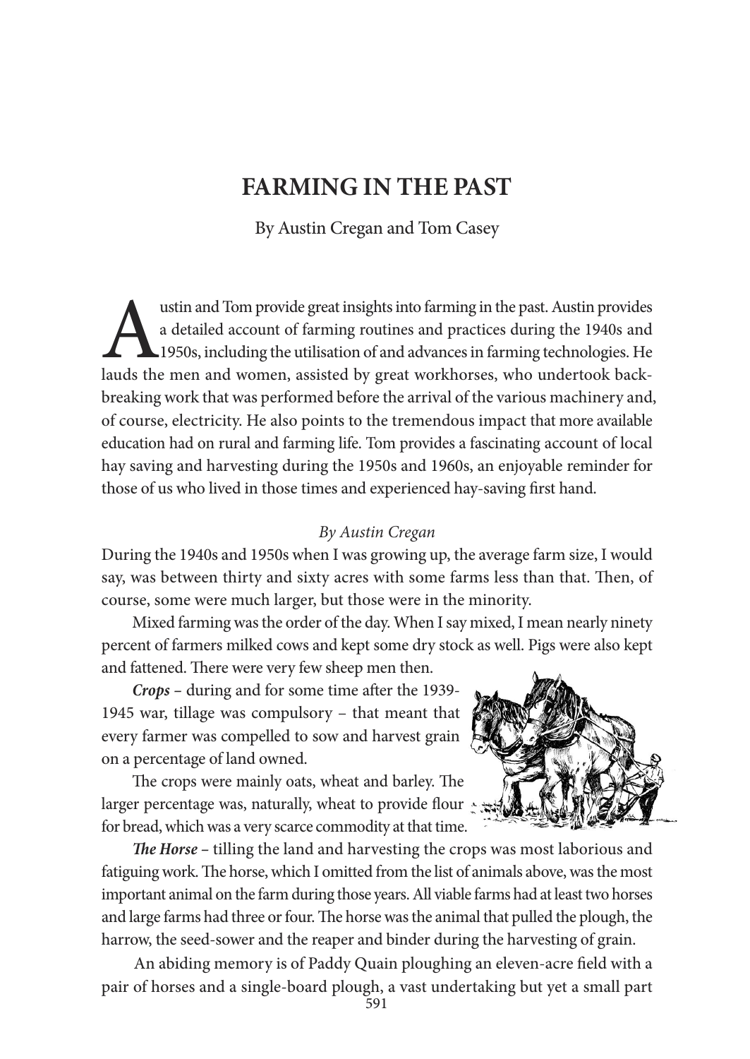# FARMING IN THE PAST

By Austin Cregan and Tom Casey

Austin and Tom provide great insights into farming in the past. Austin provides a detailed account of farming routines and practices during the 1940s and 1950s, including the utilisation of and advances in farming technologies. He lauds the men and women, assisted by great workhorses, who undertook back-breaking work that was performed before the arrival of the various machinery and, of course, electricity. He also points to the tremendous impact that more available education had on rural and farming life. Tom provides a fascinating account of local hay saving and harvesting during the 1950s and 1960s, an enjoyable reminder for those of us who lived in those times and experienced hay-saving first hand.

*By Austin Cregan*

During the 1940s and 1950s when I was growing up, the average farm size, I would say, was between thirty and sixty acres with some farms less than that. Then, of course, some were much larger, but those were in the minority.

Mixed farming was the order of the day. When I say mixed, I mean nearly ninety percent of farmers milked cows and kept some dry stock as well. Pigs were also kept and fattened. There were very few sheep men then.

***Crops*** – during and for some time after the 1939-1945 war, tillage was compulsory – that meant that every farmer was compelled to sow and harvest grain on a percentage of land owned.

The crops were mainly oats, wheat and barley. The larger percentage was, naturally, wheat to provide flour for bread, which was a very scarce commodity at that time.

***The Horse*** – tilling the land and harvesting the crops was most laborious and fatiguing work. The horse, which I omitted from the list of animals above, was the most important animal on the farm during those years. All viable farms had at least two horses and large farms had three or four. The horse was the animal that pulled the plough, the harrow, the seed-sower and the reaper and binder during the harvesting of grain.

An abiding memory is of Paddy Quain ploughing an eleven-acre field with a pair of horses and a single-board plough, a vast undertaking but yet a small part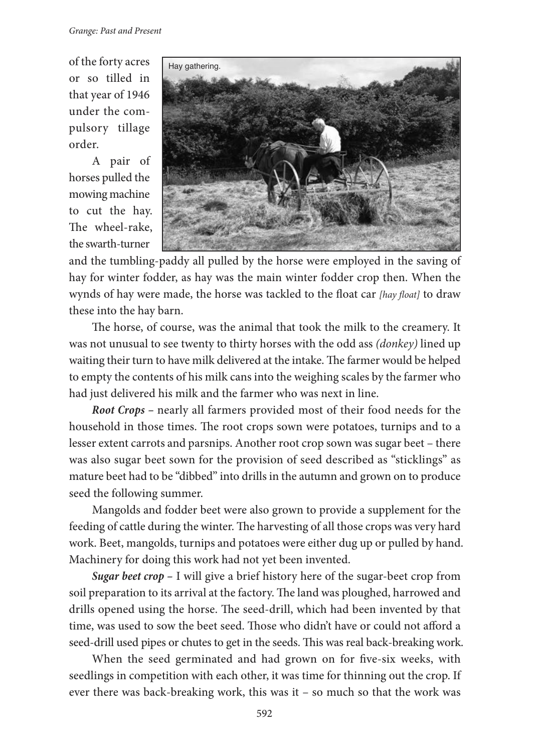of the forty acres or so tilled in that year of 1946 under the compulsory tillage order.

A pair of horses pulled the mowing machine to cut the hay. The wheel-rake, the swarth-turner and the tumbling-paddy all pulled by the horse were employed in the saving of hay for winter fodder, as hay was the main winter fodder crop then. When the wynds of hay were made, the horse was tackled to the float car *[hay float]* to draw these into the hay barn.

Hay gathering.

The horse, of course, was the animal that took the milk to the creamery. It was not unusual to see twenty to thirty horses with the odd ass *(donkey)* lined up waiting their turn to have milk delivered at the intake. The farmer would be helped to empty the contents of his milk cans into the weighing scales by the farmer who had just delivered his milk and the farmer who was next in line.

***Root Crops*** – nearly all farmers provided most of their food needs for the household in those times. The root crops sown were potatoes, turnips and to a lesser extent carrots and parsnips. Another root crop sown was sugar beet – there was also sugar beet sown for the provision of seed described as "sticklings" as mature beet had to be "dibbed" into drills in the autumn and grown on to produce seed the following summer.

Mangolds and fodder beet were also grown to provide a supplement for the feeding of cattle during the winter. The harvesting of all those crops was very hard work. Beet, mangolds, turnips and potatoes were either dug up or pulled by hand. Machinery for doing this work had not yet been invented.

***Sugar beet crop*** – I will give a brief history here of the sugar-beet crop from soil preparation to its arrival at the factory. The land was ploughed, harrowed and drills opened using the horse. The seed-drill, which had been invented by that time, was used to sow the beet seed. Those who didn't have or could not afford a seed-drill used pipes or chutes to get in the seeds. This was real back-breaking work.

When the seed germinated and had grown on for five-six weeks, with seedlings in competition with each other, it was time for thinning out the crop. If ever there was back-breaking work, this was it – so much so that the work was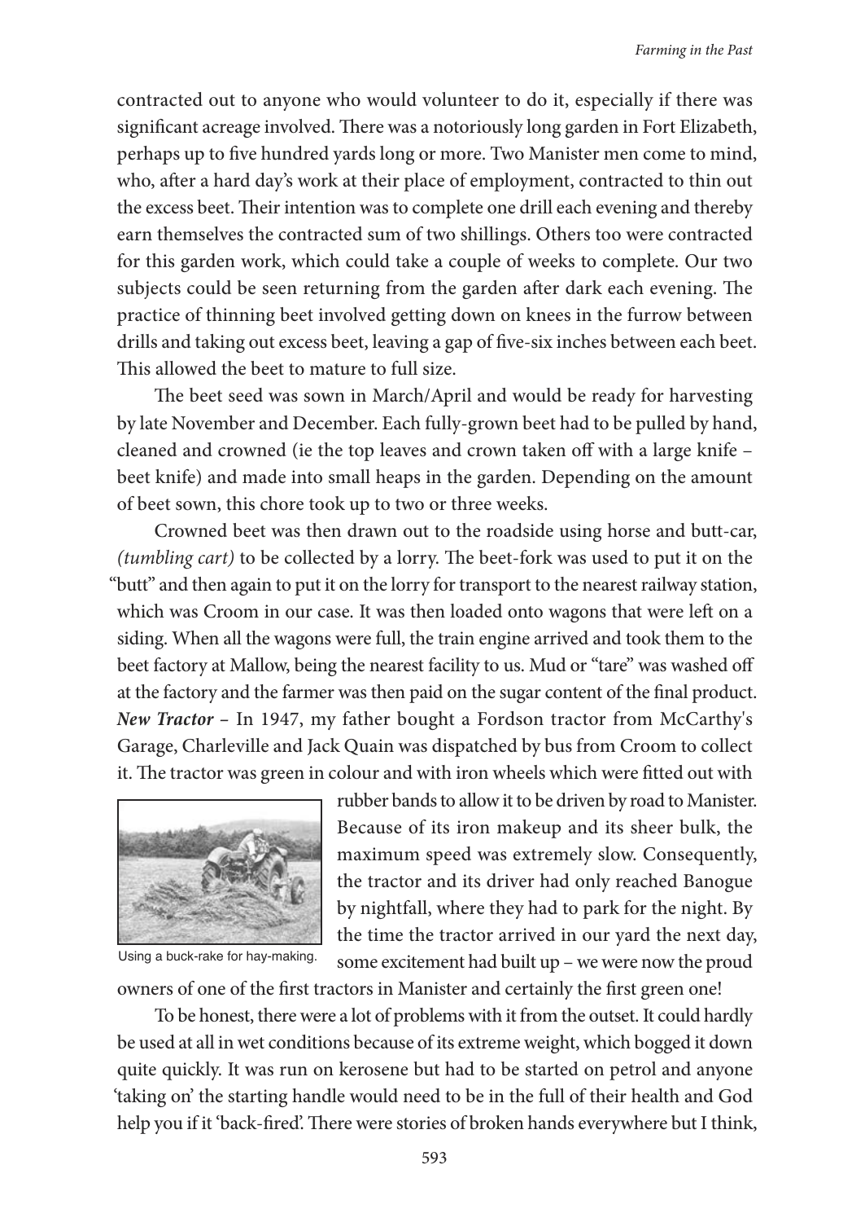contracted out to anyone who would volunteer to do it, especially if there was significant acreage involved. There was a notoriously long garden in Fort Elizabeth, perhaps up to five hundred yards long or more. Two Manister men come to mind, who, after a hard day's work at their place of employment, contracted to thin out the excess beet. Their intention was to complete one drill each evening and thereby earn themselves the contracted sum of two shillings. Others too were contracted for this garden work, which could take a couple of weeks to complete. Our two subjects could be seen returning from the garden after dark each evening. The practice of thinning beet involved getting down on knees in the furrow between drills and taking out excess beet, leaving a gap of five-six inches between each beet. This allowed the beet to mature to full size.

The beet seed was sown in March/April and would be ready for harvesting by late November and December. Each fully-grown beet had to be pulled by hand, cleaned and crowned (ie the top leaves and crown taken off with a large knife – beet knife) and made into small heaps in the garden. Depending on the amount of beet sown, this chore took up to two or three weeks.

Crowned beet was then drawn out to the roadside using horse and butt-car, *(tumbling cart)* to be collected by a lorry. The beet-fork was used to put it on the "butt" and then again to put it on the lorry for transport to the nearest railway station, which was Croom in our case. It was then loaded onto wagons that were left on a siding. When all the wagons were full, the train engine arrived and took them to the beet factory at Mallow, being the nearest facility to us. Mud or "tare" was washed off at the factory and the farmer was then paid on the sugar content of the final product.

***New Tractor*** – In 1947, my father bought a Fordson tractor from McCarthy's Garage, Charleville and Jack Quain was dispatched by bus from Croom to collect it. The tractor was green in colour and with iron wheels which were fitted out with rubber bands to allow it to be driven by road to Manister. Because of its iron makeup and its sheer bulk, the maximum speed was extremely slow. Consequently, the tractor and its driver had only reached Banogue by nightfall, where they had to park for the night. By the time the tractor arrived in our yard the next day, some excitement had built up – we were now the proud owners of one of the first tractors in Manister and certainly the first green one!

Using a buck-rake for hay-making.

To be honest, there were a lot of problems with it from the outset. It could hardly be used at all in wet conditions because of its extreme weight, which bogged it down quite quickly. It was run on kerosene but had to be started on petrol and anyone 'taking on' the starting handle would need to be in the full of their health and God help you if it 'back-fired'. There were stories of broken hands everywhere but I think,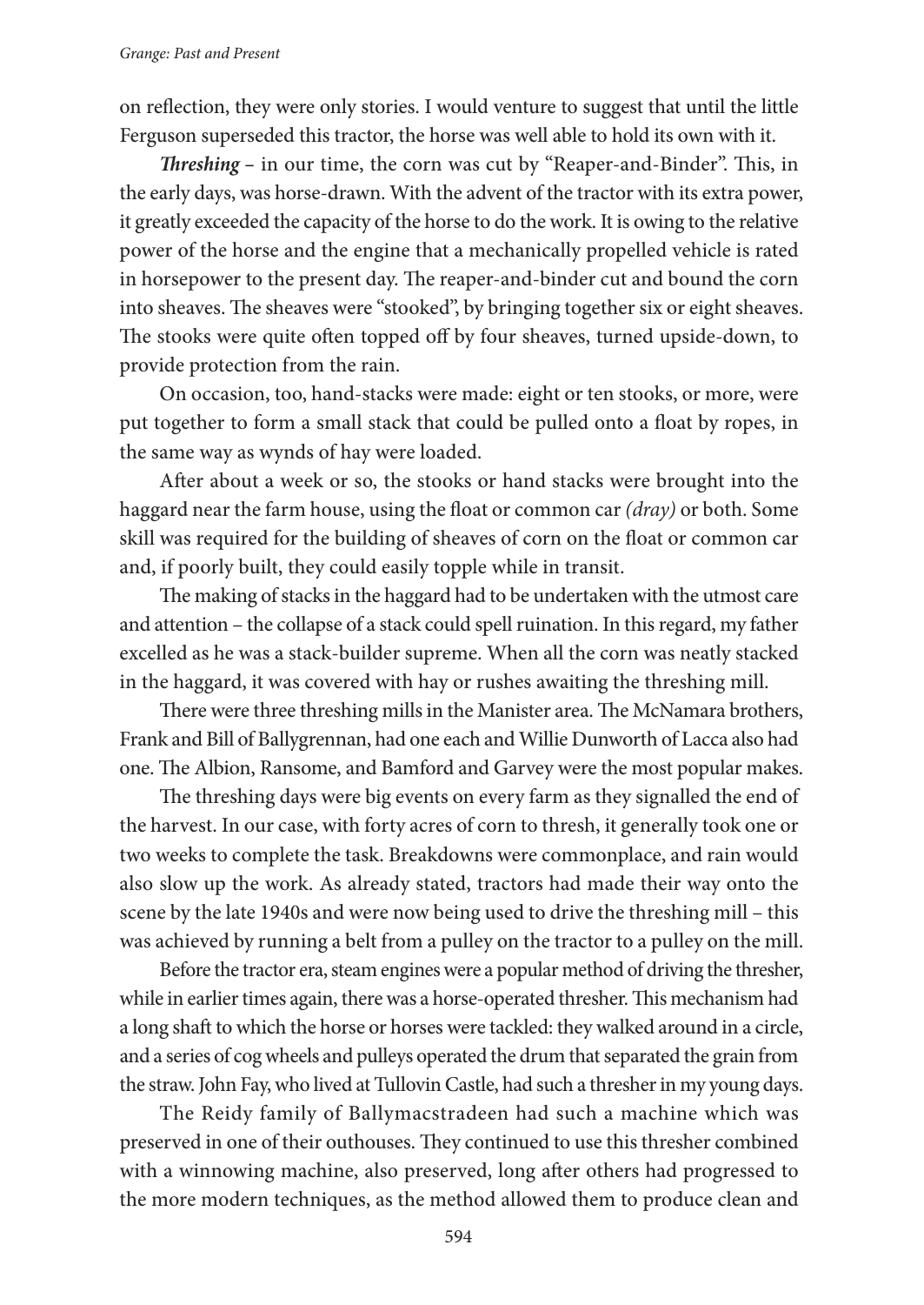on reflection, they were only stories. I would venture to suggest that until the little Ferguson superseded this tractor, the horse was well able to hold its own with it.

***Threshing*** – in our time, the corn was cut by "Reaper-and-Binder". This, in the early days, was horse-drawn. With the advent of the tractor with its extra power, it greatly exceeded the capacity of the horse to do the work. It is owing to the relative power of the horse and the engine that a mechanically propelled vehicle is rated in horsepower to the present day. The reaper-and-binder cut and bound the corn into sheaves. The sheaves were "stooked", by bringing together six or eight sheaves. The stooks were quite often topped off by four sheaves, turned upside-down, to provide protection from the rain.

On occasion, too, hand-stacks were made: eight or ten stooks, or more, were put together to form a small stack that could be pulled onto a float by ropes, in the same way as wynds of hay were loaded.

After about a week or so, the stooks or hand stacks were brought into the haggard near the farm house, using the float or common car *(dray)* or both. Some skill was required for the building of sheaves of corn on the float or common car and, if poorly built, they could easily topple while in transit.

The making of stacks in the haggard had to be undertaken with the utmost care and attention – the collapse of a stack could spell ruination. In this regard, my father excelled as he was a stack-builder supreme. When all the corn was neatly stacked in the haggard, it was covered with hay or rushes awaiting the threshing mill.

There were three threshing mills in the Manister area. The McNamara brothers, Frank and Bill of Ballygrennan, had one each and Willie Dunworth of Lacca also had one. The Albion, Ransome, and Bamford and Garvey were the most popular makes.

The threshing days were big events on every farm as they signalled the end of the harvest. In our case, with forty acres of corn to thresh, it generally took one or two weeks to complete the task. Breakdowns were commonplace, and rain would also slow up the work. As already stated, tractors had made their way onto the scene by the late 1940s and were now being used to drive the threshing mill – this was achieved by running a belt from a pulley on the tractor to a pulley on the mill.

Before the tractor era, steam engines were a popular method of driving the thresher, while in earlier times again, there was a horse-operated thresher. This mechanism had a long shaft to which the horse or horses were tackled: they walked around in a circle, and a series of cog wheels and pulleys operated the drum that separated the grain from the straw. John Fay, who lived at Tullovin Castle, had such a thresher in my young days.

The Reidy family of Ballymacstradeen had such a machine which was preserved in one of their outhouses. They continued to use this thresher combined with a winnowing machine, also preserved, long after others had progressed to the more modern techniques, as the method allowed them to produce clean and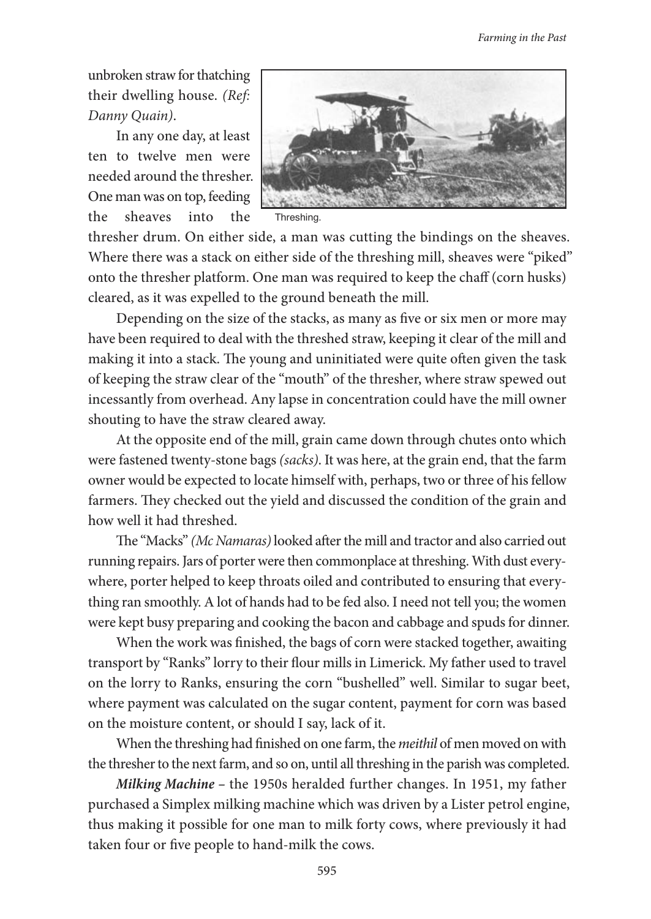unbroken straw for thatching their dwelling house. *(Ref: Danny Quain)*.

In any one day, at least ten to twelve men were needed around the thresher. One man was on top, feeding the sheaves into the thresher drum. On either side, a man was cutting the bindings on the sheaves. Where there was a stack on either side of the threshing mill, sheaves were "piked" onto the thresher platform. One man was required to keep the chaff (corn husks) cleared, as it was expelled to the ground beneath the mill.

Threshing.

Depending on the size of the stacks, as many as five or six men or more may have been required to deal with the threshed straw, keeping it clear of the mill and making it into a stack. The young and uninitiated were quite often given the task of keeping the straw clear of the "mouth" of the thresher, where straw spewed out incessantly from overhead. Any lapse in concentration could have the mill owner shouting to have the straw cleared away.

At the opposite end of the mill, grain came down through chutes onto which were fastened twenty-stone bags *(sacks)*. It was here, at the grain end, that the farm owner would be expected to locate himself with, perhaps, two or three of his fellow farmers. They checked out the yield and discussed the condition of the grain and how well it had threshed.

The "Macks" *(Mc Namaras)* looked after the mill and tractor and also carried out running repairs. Jars of porter were then commonplace at threshing. With dust everywhere, porter helped to keep throats oiled and contributed to ensuring that everything ran smoothly. A lot of hands had to be fed also. I need not tell you; the women were kept busy preparing and cooking the bacon and cabbage and spuds for dinner.

When the work was finished, the bags of corn were stacked together, awaiting transport by "Ranks" lorry to their flour mills in Limerick. My father used to travel on the lorry to Ranks, ensuring the corn "bushelled" well. Similar to sugar beet, where payment was calculated on the sugar content, payment for corn was based on the moisture content, or should I say, lack of it.

When the threshing had finished on one farm, the *meithil* of men moved on with the thresher to the next farm, and so on, until all threshing in the parish was completed.

***Milking Machine*** – the 1950s heralded further changes. In 1951, my father purchased a Simplex milking machine which was driven by a Lister petrol engine, thus making it possible for one man to milk forty cows, where previously it had taken four or five people to hand-milk the cows.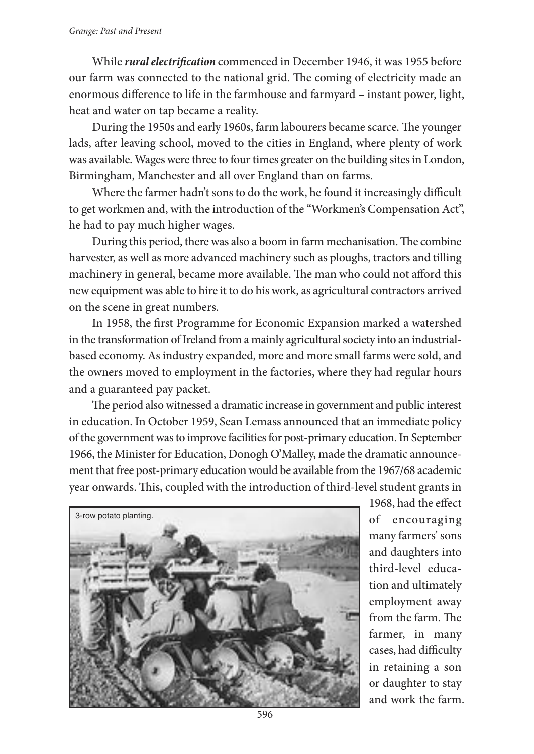While ***rural electrification*** commenced in December 1946, it was 1955 before our farm was connected to the national grid. The coming of electricity made an enormous difference to life in the farmhouse and farmyard – instant power, light, heat and water on tap became a reality.

During the 1950s and early 1960s, farm labourers became scarce. The younger lads, after leaving school, moved to the cities in England, where plenty of work was available. Wages were three to four times greater on the building sites in London, Birmingham, Manchester and all over England than on farms.

Where the farmer hadn't sons to do the work, he found it increasingly difficult to get workmen and, with the introduction of the "Workmen's Compensation Act", he had to pay much higher wages.

During this period, there was also a boom in farm mechanisation. The combine harvester, as well as more advanced machinery such as ploughs, tractors and tilling machinery in general, became more available. The man who could not afford this new equipment was able to hire it to do his work, as agricultural contractors arrived on the scene in great numbers.

In 1958, the first Programme for Economic Expansion marked a watershed in the transformation of Ireland from a mainly agricultural society into an industrial-based economy. As industry expanded, more and more small farms were sold, and the owners moved to employment in the factories, where they had regular hours and a guaranteed pay packet.

The period also witnessed a dramatic increase in government and public interest in education. In October 1959, Sean Lemass announced that an immediate policy of the government was to improve facilities for post-primary education. In September 1966, the Minister for Education, Donogh O'Malley, made the dramatic announcement that free post-primary education would be available from the 1967/68 academic year onwards. This, coupled with the introduction of third-level student grants in 1968, had the effect of encouraging many farmers' sons and daughters into third-level education and ultimately employment away from the farm. The farmer, in many cases, had difficulty in retaining a son or daughter to stay and work the farm.

3-row potato planting.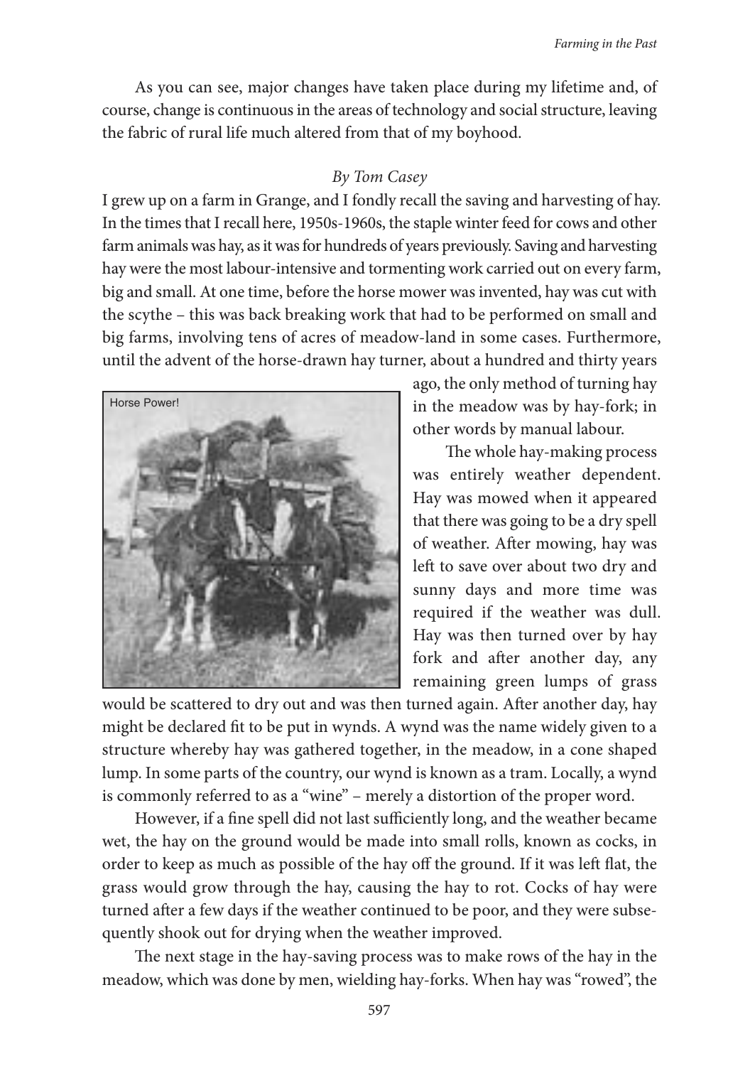As you can see, major changes have taken place during my lifetime and, of course, change is continuous in the areas of technology and social structure, leaving the fabric of rural life much altered from that of my boyhood.

*By Tom Casey*

I grew up on a farm in Grange, and I fondly recall the saving and harvesting of hay. In the times that I recall here, 1950s-1960s, the staple winter feed for cows and other farm animals was hay, as it was for hundreds of years previously. Saving and harvesting hay were the most labour-intensive and tormenting work carried out on every farm, big and small. At one time, before the horse mower was invented, hay was cut with the scythe – this was back breaking work that had to be performed on small and big farms, involving tens of acres of meadow-land in some cases. Furthermore, until the advent of the horse-drawn hay turner, about a hundred and thirty years ago, the only method of turning hay in the meadow was by hay-fork; in other words by manual labour.

Horse Power!

The whole hay-making process was entirely weather dependent. Hay was mowed when it appeared that there was going to be a dry spell of weather. After mowing, hay was left to save over about two dry and sunny days and more time was required if the weather was dull. Hay was then turned over by hay fork and after another day, any remaining green lumps of grass would be scattered to dry out and was then turned again. After another day, hay might be declared fit to be put in wynds. A wynd was the name widely given to a structure whereby hay was gathered together, in the meadow, in a cone shaped lump. In some parts of the country, our wynd is known as a tram. Locally, a wynd is commonly referred to as a "wine" – merely a distortion of the proper word.

However, if a fine spell did not last sufficiently long, and the weather became wet, the hay on the ground would be made into small rolls, known as cocks, in order to keep as much as possible of the hay off the ground. If it was left flat, the grass would grow through the hay, causing the hay to rot. Cocks of hay were turned after a few days if the weather continued to be poor, and they were subsequently shook out for drying when the weather improved.

The next stage in the hay-saving process was to make rows of the hay in the meadow, which was done by men, wielding hay-forks. When hay was "rowed", the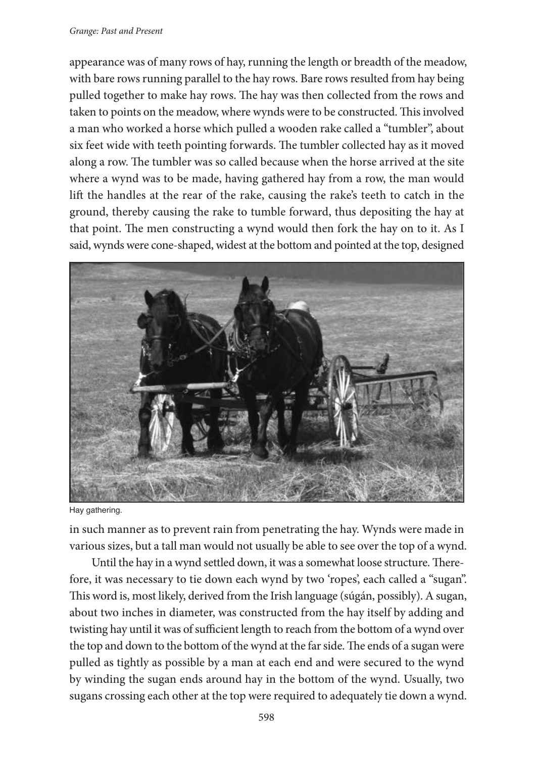appearance was of many rows of hay, running the length or breadth of the meadow, with bare rows running parallel to the hay rows. Bare rows resulted from hay being pulled together to make hay rows. The hay was then collected from the rows and taken to points on the meadow, where wynds were to be constructed. This involved a man who worked a horse which pulled a wooden rake called a "tumbler", about six feet wide with teeth pointing forwards. The tumbler collected hay as it moved along a row. The tumbler was so called because when the horse arrived at the site where a wynd was to be made, having gathered hay from a row, the man would lift the handles at the rear of the rake, causing the rake's teeth to catch in the ground, thereby causing the rake to tumble forward, thus depositing the hay at that point. The men constructing a wynd would then fork the hay on to it. As I said, wynds were cone-shaped, widest at the bottom and pointed at the top, designed in such manner as to prevent rain from penetrating the hay. Wynds were made in various sizes, but a tall man would not usually be able to see over the top of a wynd.

Hay gathering.

Until the hay in a wynd settled down, it was a somewhat loose structure. Therefore, it was necessary to tie down each wynd by two 'ropes', each called a "sugan". This word is, most likely, derived from the Irish language (súgán, possibly). A sugan, about two inches in diameter, was constructed from the hay itself by adding and twisting hay until it was of sufficient length to reach from the bottom of a wynd over the top and down to the bottom of the wynd at the far side. The ends of a sugan were pulled as tightly as possible by a man at each end and were secured to the wynd by winding the sugan ends around hay in the bottom of the wynd. Usually, two sugans crossing each other at the top were required to adequately tie down a wynd.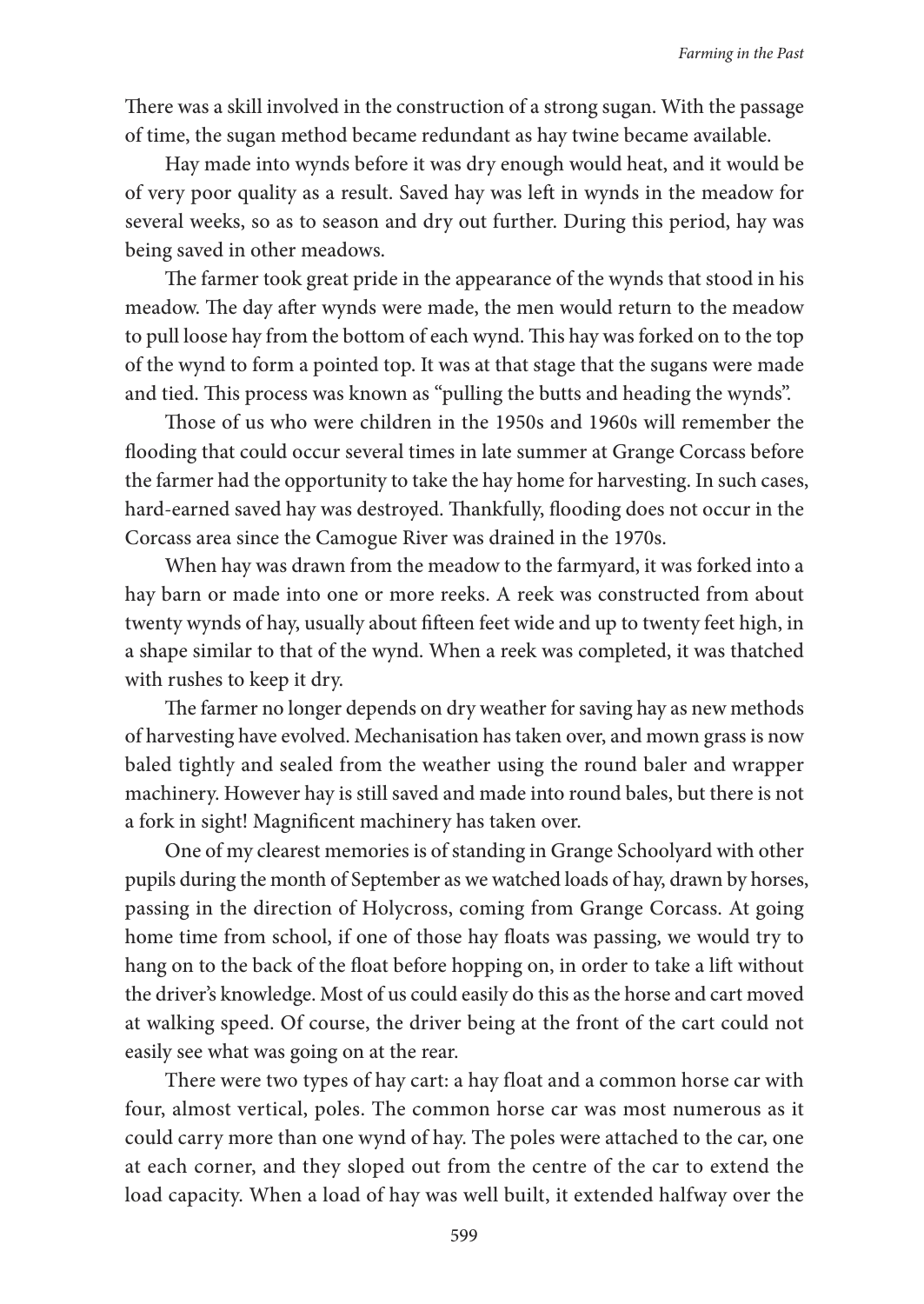There was a skill involved in the construction of a strong sugan. With the passage of time, the sugan method became redundant as hay twine became available.

Hay made into wynds before it was dry enough would heat, and it would be of very poor quality as a result. Saved hay was left in wynds in the meadow for several weeks, so as to season and dry out further. During this period, hay was being saved in other meadows.

The farmer took great pride in the appearance of the wynds that stood in his meadow. The day after wynds were made, the men would return to the meadow to pull loose hay from the bottom of each wynd. This hay was forked on to the top of the wynd to form a pointed top. It was at that stage that the sugans were made and tied. This process was known as "pulling the butts and heading the wynds".

Those of us who were children in the 1950s and 1960s will remember the flooding that could occur several times in late summer at Grange Corcass before the farmer had the opportunity to take the hay home for harvesting. In such cases, hard-earned saved hay was destroyed. Thankfully, flooding does not occur in the Corcass area since the Camogue River was drained in the 1970s.

When hay was drawn from the meadow to the farmyard, it was forked into a hay barn or made into one or more reeks. A reek was constructed from about twenty wynds of hay, usually about fifteen feet wide and up to twenty feet high, in a shape similar to that of the wynd. When a reek was completed, it was thatched with rushes to keep it dry.

The farmer no longer depends on dry weather for saving hay as new methods of harvesting have evolved. Mechanisation has taken over, and mown grass is now baled tightly and sealed from the weather using the round baler and wrapper machinery. However hay is still saved and made into round bales, but there is not a fork in sight! Magnificent machinery has taken over.

One of my clearest memories is of standing in Grange Schoolyard with other pupils during the month of September as we watched loads of hay, drawn by horses, passing in the direction of Holycross, coming from Grange Corcass. At going home time from school, if one of those hay floats was passing, we would try to hang on to the back of the float before hopping on, in order to take a lift without the driver's knowledge. Most of us could easily do this as the horse and cart moved at walking speed. Of course, the driver being at the front of the cart could not easily see what was going on at the rear.

There were two types of hay cart: a hay float and a common horse car with four, almost vertical, poles. The common horse car was most numerous as it could carry more than one wynd of hay. The poles were attached to the car, one at each corner, and they sloped out from the centre of the car to extend the load capacity. When a load of hay was well built, it extended halfway over the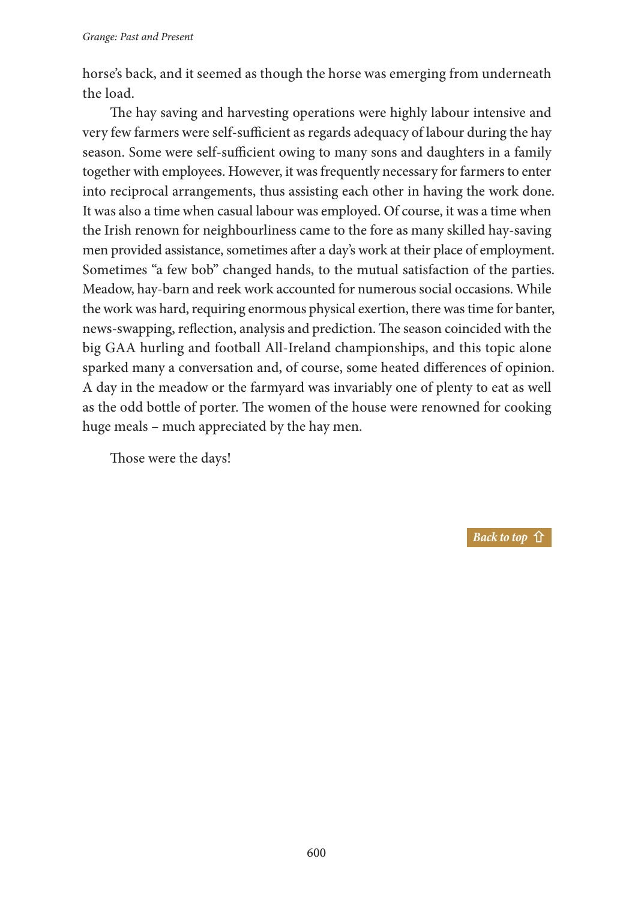horse's back, and it seemed as though the horse was emerging from underneath the load.

The hay saving and harvesting operations were highly labour intensive and very few farmers were self-sufficient as regards adequacy of labour during the hay season. Some were self-sufficient owing to many sons and daughters in a family together with employees. However, it was frequently necessary for farmers to enter into reciprocal arrangements, thus assisting each other in having the work done. It was also a time when casual labour was employed. Of course, it was a time when the Irish renown for neighbourliness came to the fore as many skilled hay-saving men provided assistance, sometimes after a day's work at their place of employment. Sometimes "a few bob" changed hands, to the mutual satisfaction of the parties. Meadow, hay-barn and reek work accounted for numerous social occasions. While the work was hard, requiring enormous physical exertion, there was time for banter, news-swapping, reflection, analysis and prediction. The season coincided with the big GAA hurling and football All-Ireland championships, and this topic alone sparked many a conversation and, of course, some heated differences of opinion. A day in the meadow or the farmyard was invariably one of plenty to eat as well as the odd bottle of porter. The women of the house were renowned for cooking huge meals – much appreciated by the hay men.

Those were the days!

*Back to top* ⇧